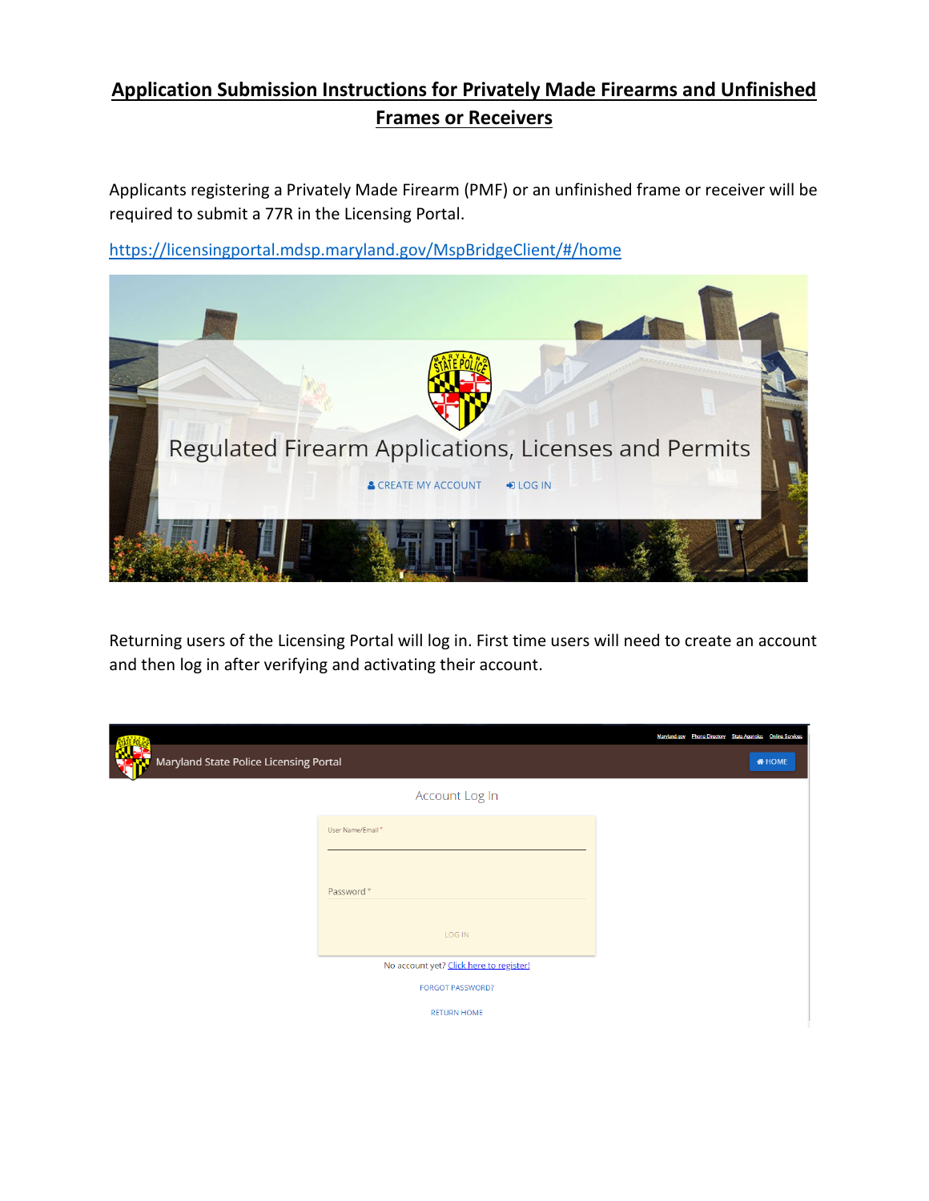# Application Submission Instructions for Privately Made Firearms and Unfinished Frames or Receivers

Applicants registering a Privately Made Firearm (PMF) or an unfinished frame or receiver will be required to submit a 77R in the Licensing Portal.

https://licensingportal.mdsp.maryland.gov/MspBridgeClient/#/home

Returning users of the Licensing Portal will log in. First time users will need to create an account and then log in after verifying and activating their account.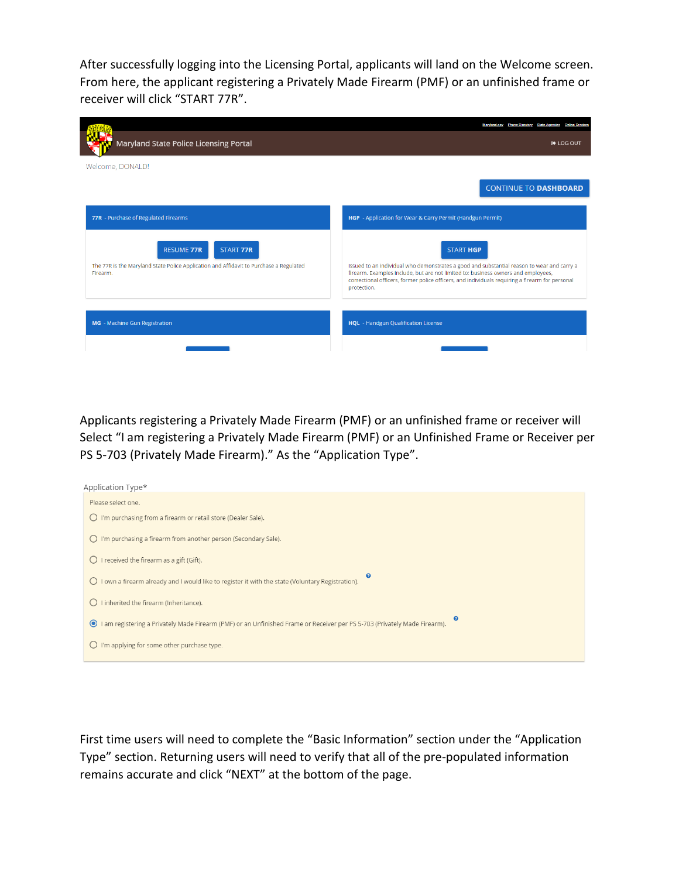After successfully logging into the Licensing Portal, applicants will land on the Welcome screen. From here, the applicant registering a Privately Made Firearm (PMF) or an unfinished frame or receiver will click "START 77R".

Maryland State Police Licensing Portal

Welcome, DONALD!

CONTINUE TO DASHBOARD

**77R** - Purchase of Regulated Firearms

RESUME 77R | START 77R

The 77R is the Maryland State Police Application and Affidavit to Purchase a Regulated Firearm.

**HGP** - Application for Wear & Carry Permit (Handgun Permit)

START HGP

Issued to an individual who demonstrates a good and substantial reason to wear and carry a firearm. Examples include, but are not limited to: business owners and employees, correctional officers, former police officers, and individuals requiring a firearm for personal protection.

**MG** - Machine Gun Registration

**HQL** - Handgun Qualification License

Applicants registering a Privately Made Firearm (PMF) or an unfinished frame or receiver will Select "I am registering a Privately Made Firearm (PMF) or an Unfinished Frame or Receiver per PS 5-703 (Privately Made Firearm)." As the "Application Type".

Application Type*

Please select one.

- ○ I'm purchasing from a firearm or retail store (Dealer Sale).
- ○ I'm purchasing a firearm from another person (Secondary Sale).
- ○ I received the firearm as a gift (Gift).
- ○ I own a firearm already and I would like to register it with the state (Voluntary Registration).
- ○ I inherited the firearm (Inheritance).
- ◉ I am registering a Privately Made Firearm (PMF) or an Unfinished Frame or Receiver per PS 5-703 (Privately Made Firearm).
- ○ I'm applying for some other purchase type.

First time users will need to complete the "Basic Information" section under the "Application Type" section. Returning users will need to verify that all of the pre-populated information remains accurate and click "NEXT" at the bottom of the page.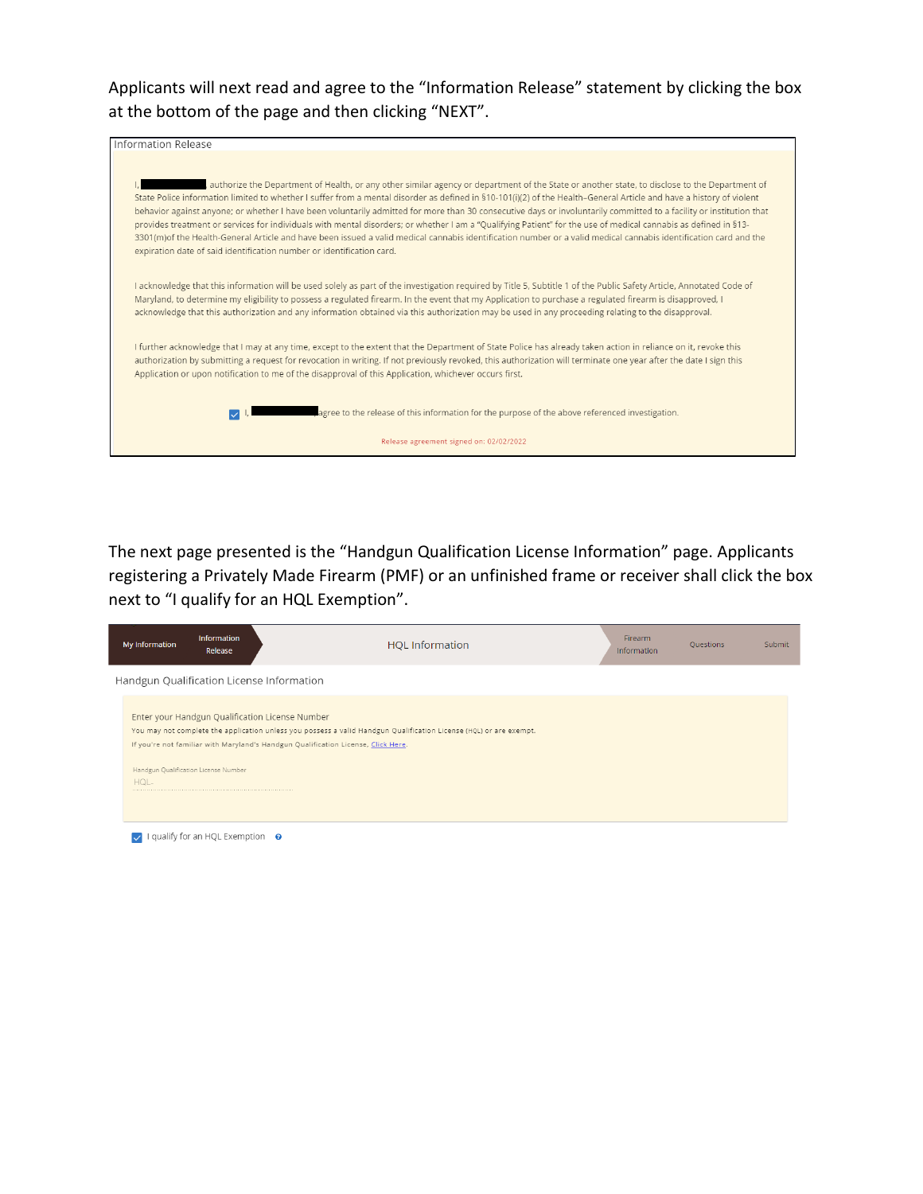Applicants will next read and agree to the "Information Release" statement by clicking the box at the bottom of the page and then clicking "NEXT".

Information Release

I, [redacted] authorize the Department of Health, or any other similar agency or department of the State or another state, to disclose to the Department of State Police information limited to whether I suffer from a mental disorder as defined in §10-101(i)(2) of the Health-General Article and have a history of violent behavior against anyone; or whether I have been voluntarily admitted for more than 30 consecutive days or involuntarily committed to a facility or institution that provides treatment or services for individuals with mental disorders; or whether I am a "Qualifying Patient" for the use of medical cannabis as defined in §13-3301(m)of the Health-General Article and have been issued a valid medical cannabis identification number or a valid medical cannabis identification card and the expiration date of said identification number or identification card.

I acknowledge that this information will be used solely as part of the investigation required by Title 5, Subtitle 1 of the Public Safety Article, Annotated Code of Maryland, to determine my eligibility to possess a regulated firearm. In the event that my Application to purchase a regulated firearm is disapproved, I acknowledge that this authorization and any information obtained via this authorization may be used in any proceeding relating to the disapproval.

I further acknowledge that I may at any time, except to the extent that the Department of State Police has already taken action in reliance on it, revoke this authorization by submitting a request for revocation in writing. If not previously revoked, this authorization will terminate one year after the date I sign this Application or upon notification to me of the disapproval of this Application, whichever occurs first.

☑ I, [redacted] agree to the release of this information for the purpose of the above referenced investigation.

Release agreement signed on: 02/02/2022

The next page presented is the "Handgun Qualification License Information" page. Applicants registering a Privately Made Firearm (PMF) or an unfinished frame or receiver shall click the box next to "I qualify for an HQL Exemption".

My Information | Information Release | HQL Information | Firearm Information | Questions | Submit

Handgun Qualification License Information

Enter your Handgun Qualification License Number

You may not complete the application unless you possess a valid Handgun Qualification License (HQL) or are exempt.

If you're not familiar with Maryland's Handgun Qualification License, Click Here.

Handgun Qualification License Number

HQL-

☑ I qualify for an HQL Exemption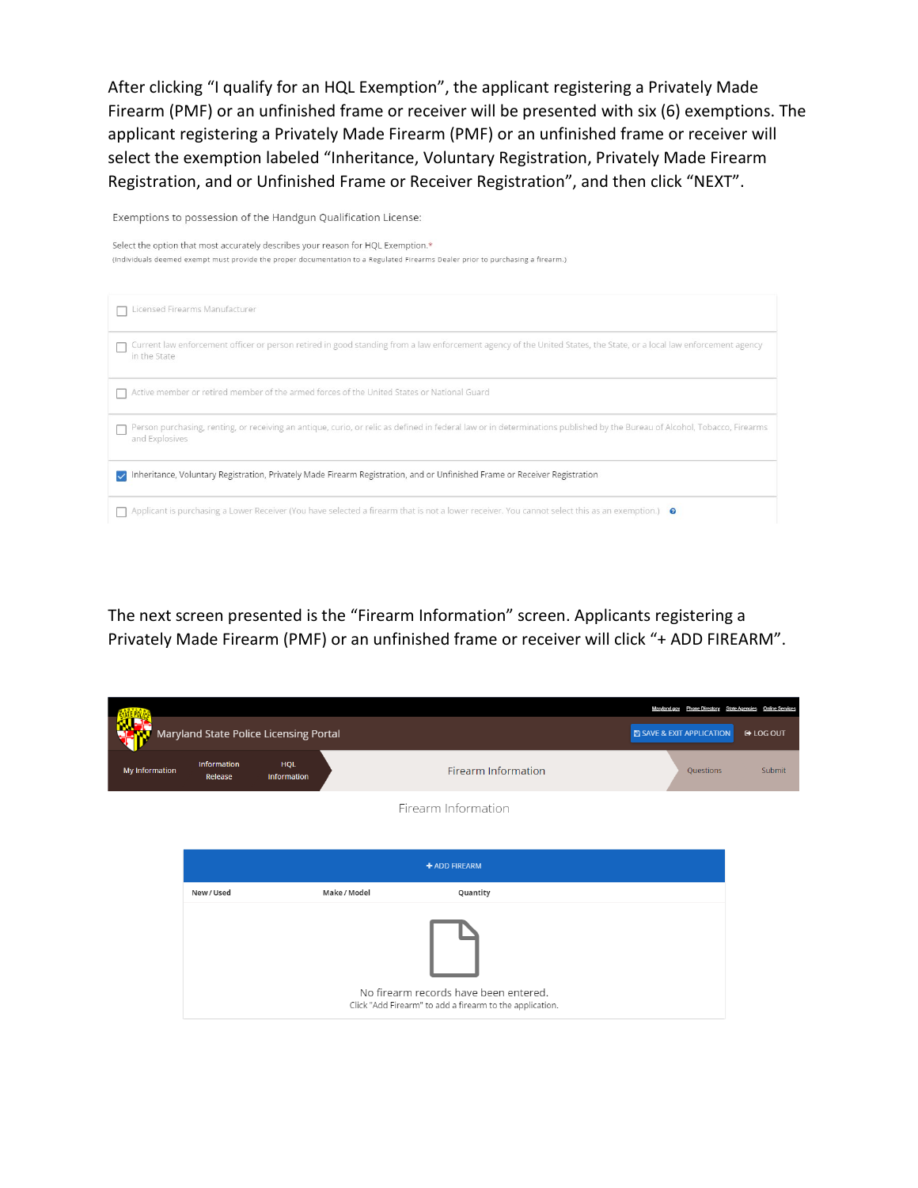After clicking "I qualify for an HQL Exemption", the applicant registering a Privately Made Firearm (PMF) or an unfinished frame or receiver will be presented with six (6) exemptions. The applicant registering a Privately Made Firearm (PMF) or an unfinished frame or receiver will select the exemption labeled "Inheritance, Voluntary Registration, Privately Made Firearm Registration, and or Unfinished Frame or Receiver Registration", and then click "NEXT".

Exemptions to possession of the Handgun Qualification License:

Select the option that most accurately describes your reason for HQL Exemption.*
(Individuals deemed exempt must provide the proper documentation to a Regulated Firearms Dealer prior to purchasing a firearm.)

- [ ] Licensed Firearms Manufacturer
- [ ] Current law enforcement officer or person retired in good standing from a law enforcement agency of the United States, the State, or a local law enforcement agency in the State
- [ ] Active member or retired member of the armed forces of the United States or National Guard
- [ ] Person purchasing, renting, or receiving an antique, curio, or relic as defined in federal law or in determinations published by the Bureau of Alcohol, Tobacco, Firearms and Explosives
- [x] Inheritance, Voluntary Registration, Privately Made Firearm Registration, and or Unfinished Frame or Receiver Registration
- [ ] Applicant is purchasing a Lower Receiver (You have selected a firearm that is not a lower receiver. You cannot select this as an exemption.)

The next screen presented is the "Firearm Information" screen. Applicants registering a Privately Made Firearm (PMF) or an unfinished frame or receiver will click "+ ADD FIREARM".

Maryland State Police Licensing Portal

Maryland.gov | Phone Directory | State Agencies | Online Services

SAVE & EXIT APPLICATION | LOG OUT

My Information | Information Release | HQL Information | Firearm Information | Questions | Submit

Firearm Information

+ ADD FIREARM

| New / Used | Make / Model | Quantity |
| --- | --- | --- |

No firearm records have been entered.
Click "Add Firearm" to add a firearm to the application.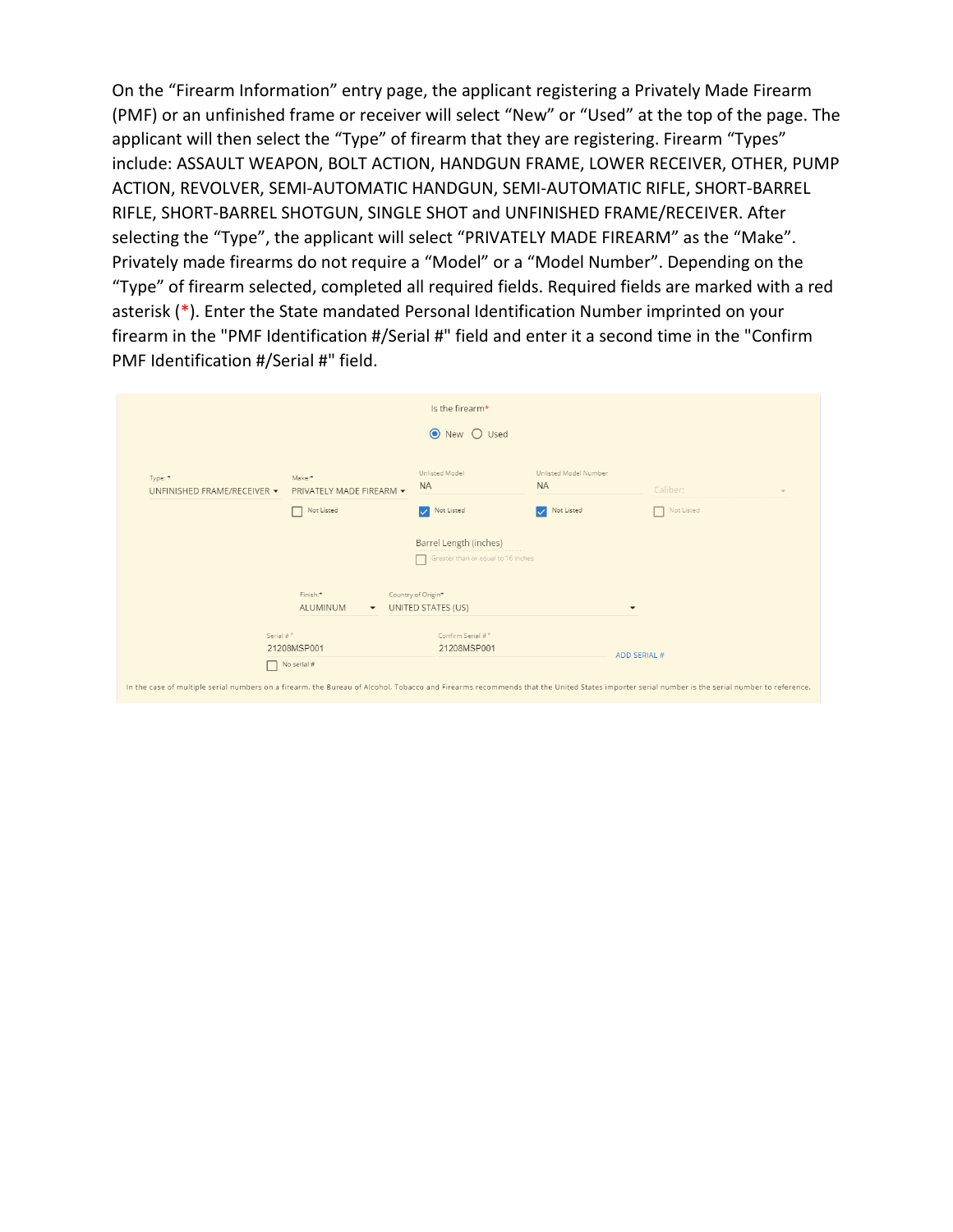On the “Firearm Information” entry page, the applicant registering a Privately Made Firearm (PMF) or an unfinished frame or receiver will select “New” or “Used” at the top of the page. The applicant will then select the “Type” of firearm that they are registering. Firearm “Types” include: ASSAULT WEAPON, BOLT ACTION, HANDGUN FRAME, LOWER RECEIVER, OTHER, PUMP ACTION, REVOLVER, SEMI-AUTOMATIC HANDGUN, SEMI-AUTOMATIC RIFLE, SHORT-BARREL RIFLE, SHORT-BARREL SHOTGUN, SINGLE SHOT and UNFINISHED FRAME/RECEIVER. After selecting the “Type”, the applicant will select “PRIVATELY MADE FIREARM” as the “Make”. Privately made firearms do not require a “Model” or a “Model Number”. Depending on the “Type” of firearm selected, completed all required fields. Required fields are marked with a red asterisk (*). Enter the State mandated Personal Identification Number imprinted on your firearm in the "PMF Identification #/Serial #" field and enter it a second time in the "Confirm PMF Identification #/Serial #" field.

Is the firearm*

(•) New ( ) Used

| Type:* | Make:* | Unlisted Model | Unlisted Model Number | Caliber: |
| --- | --- | --- | --- | --- |
| UNFINISHED FRAME/RECEIVER | PRIVATELY MADE FIREARM | NA | NA | |
| | [ ] Not Listed | [x] Not Listed | [x] Not Listed | [ ] Not Listed |

Barrel Length (inches)

[ ] Greater than or equal to 16 inches

| Finish:* | Country of Origin* |
| --- | --- |
| ALUMINUM | UNITED STATES (US) |

| Serial #* | Confirm Serial #* | |
| --- | --- | --- |
| 21208MSP001 | 21208MSP001 | ADD SERIAL # |
| [ ] No serial # | | |

In the case of multiple serial numbers on a firearm, the Bureau of Alcohol, Tobacco and Firearms recommends that the United States importer serial number is the serial number to reference.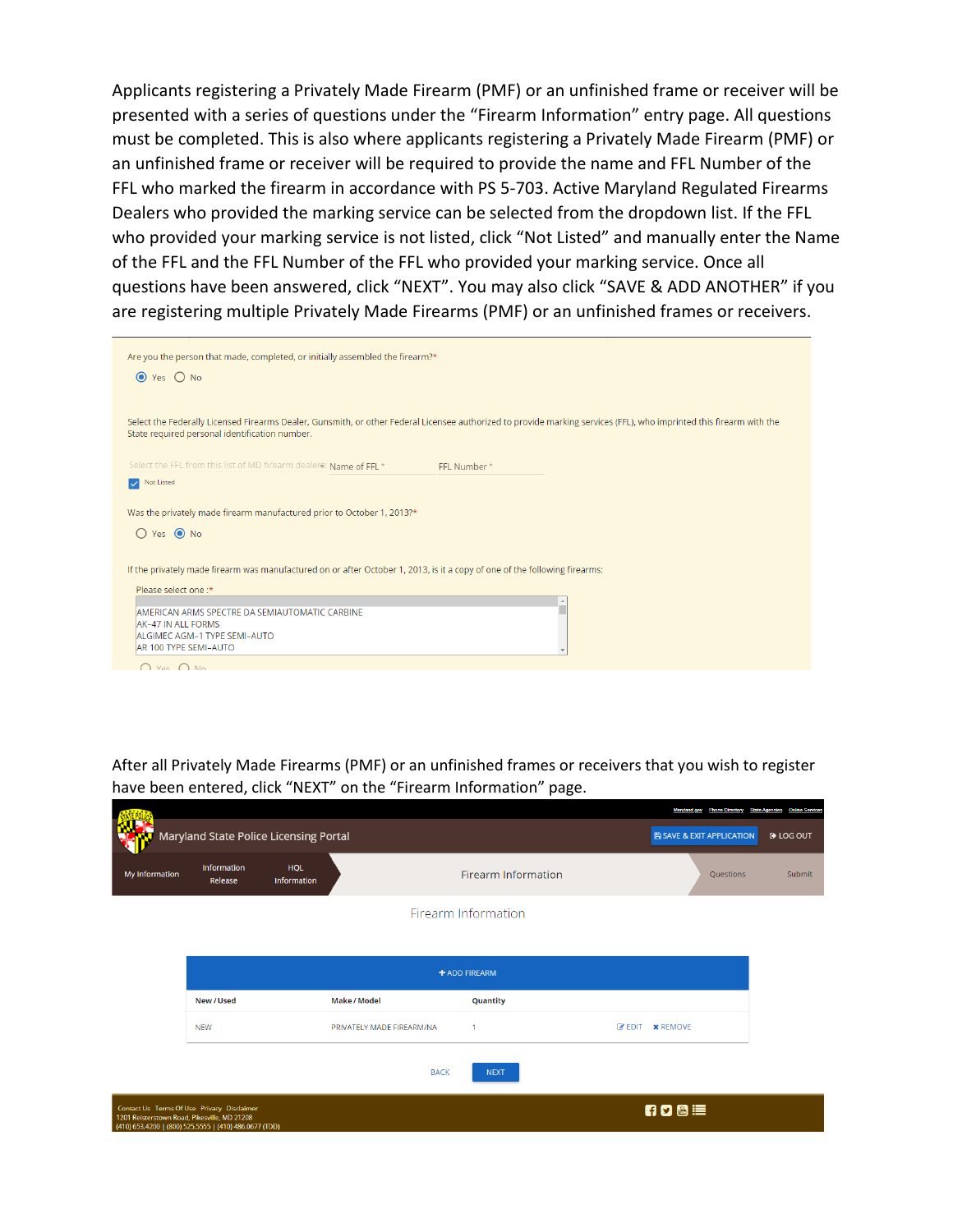Applicants registering a Privately Made Firearm (PMF) or an unfinished frame or receiver will be presented with a series of questions under the "Firearm Information" entry page. All questions must be completed. This is also where applicants registering a Privately Made Firearm (PMF) or an unfinished frame or receiver will be required to provide the name and FFL Number of the FFL who marked the firearm in accordance with PS 5-703. Active Maryland Regulated Firearms Dealers who provided the marking service can be selected from the dropdown list. If the FFL who provided your marking service is not listed, click "Not Listed" and manually enter the Name of the FFL and the FFL Number of the FFL who provided your marking service. Once all questions have been answered, click "NEXT". You may also click "SAVE & ADD ANOTHER" if you are registering multiple Privately Made Firearms (PMF) or an unfinished frames or receivers.

Are you the person that made, completed, or initially assembled the firearm?*

- (•) Yes
- ( ) No

Select the Federally Licensed Firearms Dealer, Gunsmith, or other Federal Licensee authorized to provide marking services (FFL), who imprinted this firearm with the State required personal identification number.

Select the FFL from this list of MD firearm dealers | Name of FFL * | FFL Number *

- [x] Not Listed

Was the privately made firearm manufactured prior to October 1, 2013?*

- ( ) Yes
- (•) No

If the privately made firearm was manufactured on or after October 1, 2013, is it a copy of one of the following firearms:

Please select one :*

- AMERICAN ARMS SPECTRE DA SEMIAUTOMATIC CARBINE
- AK-47 IN ALL FORMS
- ALGIMEC AGM-1 TYPE SEMI-AUTO
- AR 100 TYPE SEMI-AUTO

( ) Yes ( ) No

After all Privately Made Firearms (PMF) or an unfinished frames or receivers that you wish to register have been entered, click "NEXT" on the "Firearm Information" page.

Maryland State Police Licensing Portal

SAVE & EXIT APPLICATION | LOG OUT

My Information | Information Release | HQL Information | Firearm Information | Questions | Submit

Firearm Information

+ ADD FIREARM

| New / Used | Make / Model | Quantity | |
|---|---|---|---|
| NEW | PRIVATELY MADE FIREARM/NA | 1 | EDIT ✖ REMOVE |

BACK | NEXT

Contact Us Terms Of Use Privacy Disclaimer
1201 Reisterstown Road, Pikesville, MD 21208
(410) 653.4200 | (800) 525.5555 | (410) 486.0677 (TDD)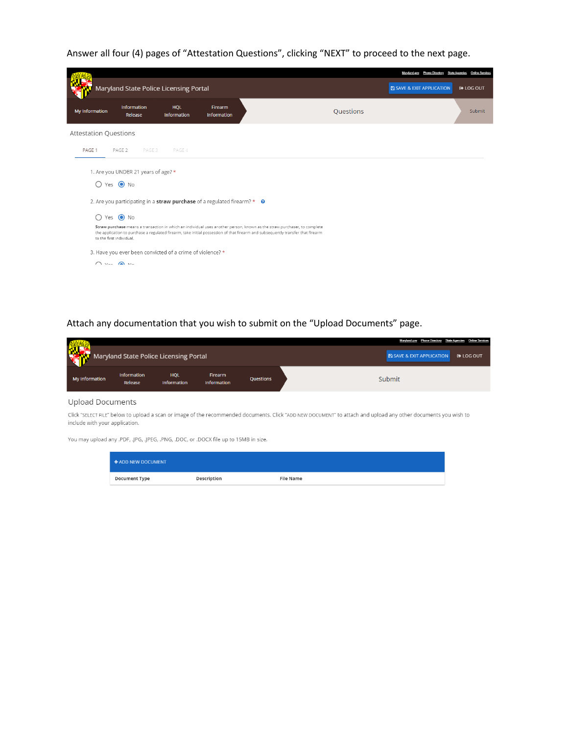Answer all four (4) pages of "Attestation Questions", clicking "NEXT" to proceed to the next page.

Maryland State Police Licensing Portal

SAVE & EXIT APPLICATION | LOG OUT

My Information | Information Release | HQL Information | Firearm Information | Questions | Submit

Attestation Questions

PAGE 1 | PAGE 2 | PAGE 3 | PAGE 4

1. Are you UNDER 21 years of age? *

Yes  No

2. Are you participating in a **straw purchase** of a regulated firearm? *

Yes  No

**Straw purchase** means a transaction in which an individual uses another person, known as the straw purchaser, to complete the application to purchase a regulated firearm, take initial possession of that firearm and subsequently transfer that firearm to the first individual.

3. Have you ever been convicted of a crime of violence? *

Attach any documentation that you wish to submit on the "Upload Documents" page.

Maryland State Police Licensing Portal

SAVE & EXIT APPLICATION | LOG OUT

My Information | Information Release | HQL Information | Firearm Information | Questions | Submit

Upload Documents

Click "SELECT FILE" below to upload a scan or image of the recommended documents. Click "ADD NEW DOCUMENT" to attach and upload any other documents you wish to include with your application.

You may upload any .PDF, .JPG, .JPEG, .PNG, .DOC, or .DOCX file up to 15MB in size.

+ ADD NEW DOCUMENT

| Document Type | Description | File Name |
|---|---|---|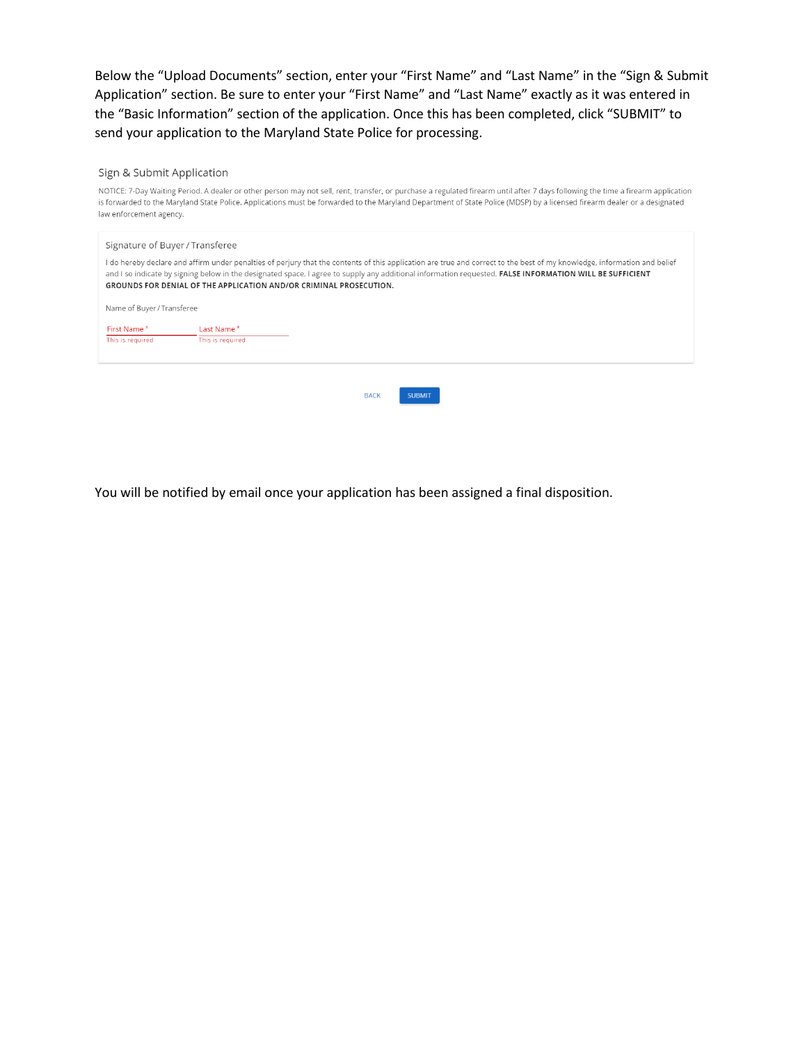Below the "Upload Documents" section, enter your "First Name" and "Last Name" in the "Sign & Submit Application" section. Be sure to enter your "First Name" and "Last Name" exactly as it was entered in the "Basic Information" section of the application. Once this has been completed, click "SUBMIT" to send your application to the Maryland State Police for processing.

Sign & Submit Application

NOTICE: 7-Day Waiting Period. A dealer or other person may not sell, rent, transfer, or purchase a regulated firearm until after 7 days following the time a firearm application is forwarded to the Maryland State Police. Applications must be forwarded to the Maryland Department of State Police (MDSP) by a licensed firearm dealer or a designated law enforcement agency.

Signature of Buyer / Transferee

I do hereby declare and affirm under penalties of perjury that the contents of this application are true and correct to the best of my knowledge, information and belief and I so indicate by signing below in the designated space. I agree to supply any additional information requested. **FALSE INFORMATION WILL BE SUFFICIENT GROUNDS FOR DENIAL OF THE APPLICATION AND/OR CRIMINAL PROSECUTION.**

Name of Buyer / Transferee

First Name * 
This is required

Last Name * 
This is required

BACK SUBMIT

You will be notified by email once your application has been assigned a final disposition.